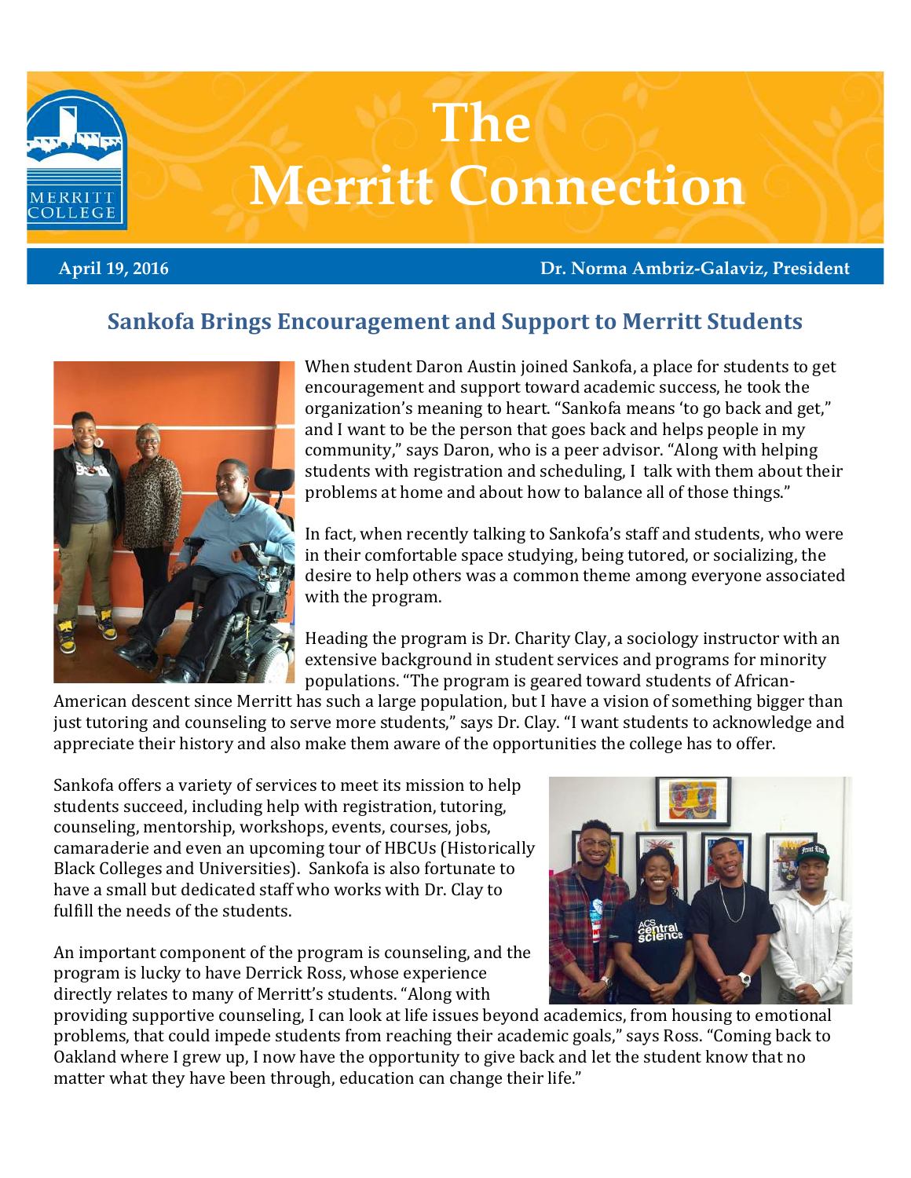# The Merritt Connection

**April 19, 2016** **Dr. Norma Ambriz-Galaviz, President**

## Sankofa Brings Encouragement and Support to Merritt Students

When student Daron Austin joined Sankofa, a place for students to get encouragement and support toward academic success, he took the organization's meaning to heart. "Sankofa means 'to go back and get,' and I want to be the person that goes back and helps people in my community," says Daron, who is a peer advisor. "Along with helping students with registration and scheduling, I talk with them about their problems at home and about how to balance all of those things."

In fact, when recently talking to Sankofa's staff and students, who were in their comfortable space studying, being tutored, or socializing, the desire to help others was a common theme among everyone associated with the program.

Heading the program is Dr. Charity Clay, a sociology instructor with an extensive background in student services and programs for minority populations. "The program is geared toward students of African-American descent since Merritt has such a large population, but I have a vision of something bigger than just tutoring and counseling to serve more students," says Dr. Clay. "I want students to acknowledge and appreciate their history and also make them aware of the opportunities the college has to offer.

Sankofa offers a variety of services to meet its mission to help students succeed, including help with registration, tutoring, counseling, mentorship, workshops, events, courses, jobs, camaraderie and even an upcoming tour of HBCUs (Historically Black Colleges and Universities). Sankofa is also fortunate to have a small but dedicated staff who works with Dr. Clay to fulfill the needs of the students.

An important component of the program is counseling, and the program is lucky to have Derrick Ross, whose experience directly relates to many of Merritt's students. "Along with providing supportive counseling, I can look at life issues beyond academics, from housing to emotional problems, that could impede students from reaching their academic goals," says Ross. "Coming back to Oakland where I grew up, I now have the opportunity to give back and let the student know that no matter what they have been through, education can change their life."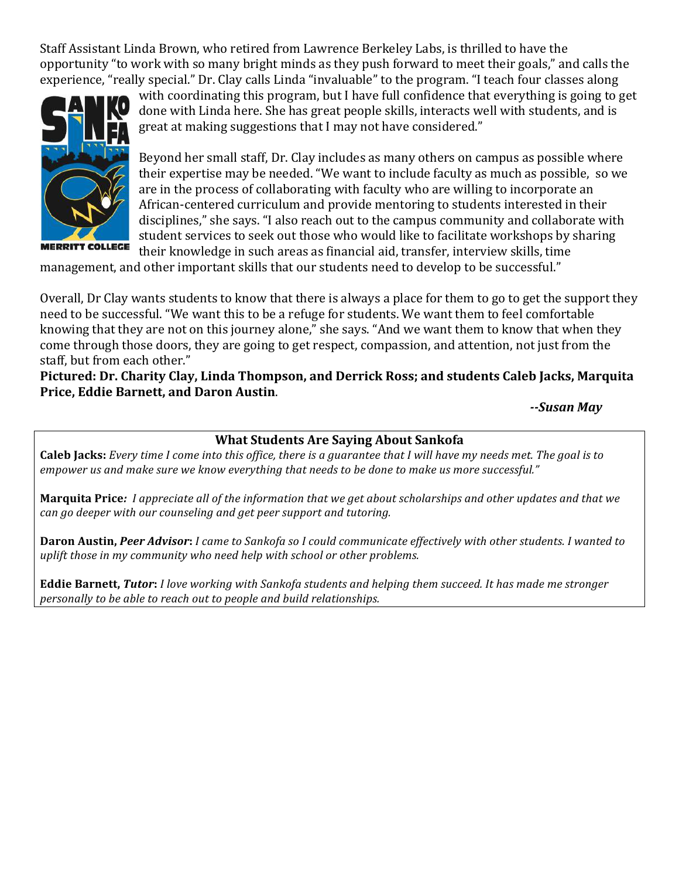Staff Assistant Linda Brown, who retired from Lawrence Berkeley Labs, is thrilled to have the opportunity "to work with so many bright minds as they push forward to meet their goals," and calls the experience, "really special." Dr. Clay calls Linda "invaluable" to the program. "I teach four classes along with coordinating this program, but I have full confidence that everything is going to get done with Linda here. She has great people skills, interacts well with students, and is great at making suggestions that I may not have considered."

Beyond her small staff, Dr. Clay includes as many others on campus as possible where their expertise may be needed. "We want to include faculty as much as possible, so we are in the process of collaborating with faculty who are willing to incorporate an African-centered curriculum and provide mentoring to students interested in their disciplines," she says. "I also reach out to the campus community and collaborate with student services to seek out those who would like to facilitate workshops by sharing their knowledge in such areas as financial aid, transfer, interview skills, time management, and other important skills that our students need to develop to be successful."

Overall, Dr Clay wants students to know that there is always a place for them to go to get the support they need to be successful. "We want this to be a refuge for students. We want them to feel comfortable knowing that they are not on this journey alone," she says. "And we want them to know that when they come through those doors, they are going to get respect, compassion, and attention, not just from the staff, but from each other."

**Pictured: Dr. Charity Clay, Linda Thompson, and Derrick Ross; and students Caleb Jacks, Marquita Price, Eddie Barnett, and Daron Austin**.

***--Susan May***

### What Students Are Saying About Sankofa

**Caleb Jacks:** *Every time I come into this office, there is a guarantee that I will have my needs met. The goal is to empower us and make sure we know everything that needs to be done to make us more successful."*

**Marquita Price***:* *I appreciate all of the information that we get about scholarships and other updates and that we can go deeper with our counseling and get peer support and tutoring.*

**Daron Austin, *Peer Advisor*:** *I came to Sankofa so I could communicate effectively with other students. I wanted to uplift those in my community who need help with school or other problems.*

**Eddie Barnett, *Tutor*:** *I love working with Sankofa students and helping them succeed. It has made me stronger personally to be able to reach out to people and build relationships.*